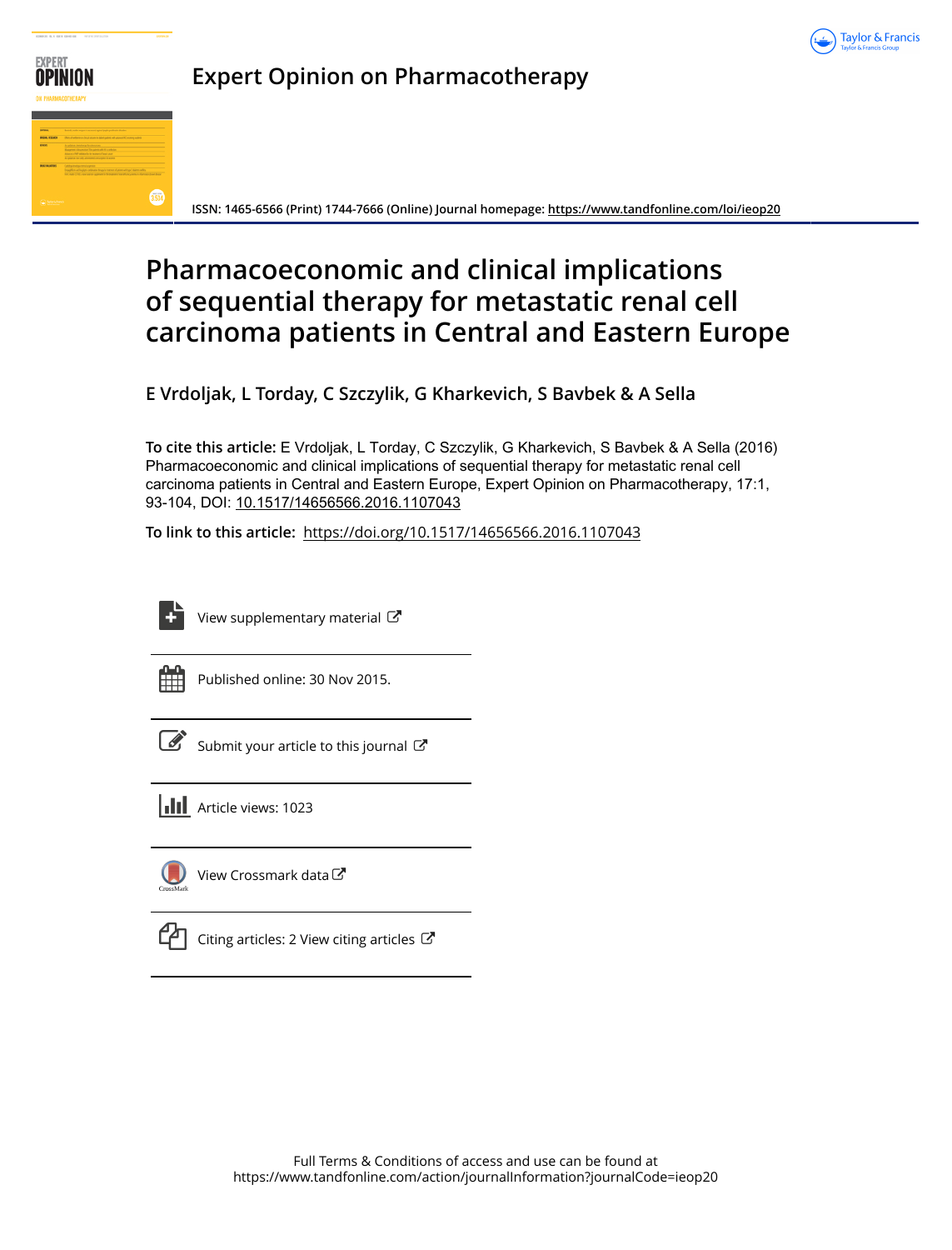# Expert Opinion on Pharmacotherapy

ISSN: 1465-6566 (Print) 1744-7666 (Online) Journal homepage: https://www.tandfonline.com/loi/ieop20

# Pharmacoeconomic and clinical implications of sequential therapy for metastatic renal cell carcinoma patients in Central and Eastern Europe

**E Vrdoljak, L Torday, C Szczylik, G Kharkevich, S Bavbek & A Sella**

**To cite this article:** E Vrdoljak, L Torday, C Szczylik, G Kharkevich, S Bavbek & A Sella (2016) Pharmacoeconomic and clinical implications of sequential therapy for metastatic renal cell carcinoma patients in Central and Eastern Europe, Expert Opinion on Pharmacotherapy, 17:1, 93-104, DOI: 10.1517/14656566.2016.1107043

**To link to this article:** https://doi.org/10.1517/14656566.2016.1107043

View supplementary material

Published online: 30 Nov 2015.

Submit your article to this journal

Article views: 1023

View Crossmark data

Citing articles: 2 View citing articles

Full Terms & Conditions of access and use can be found at https://www.tandfonline.com/action/journalInformation?journalCode=ieop20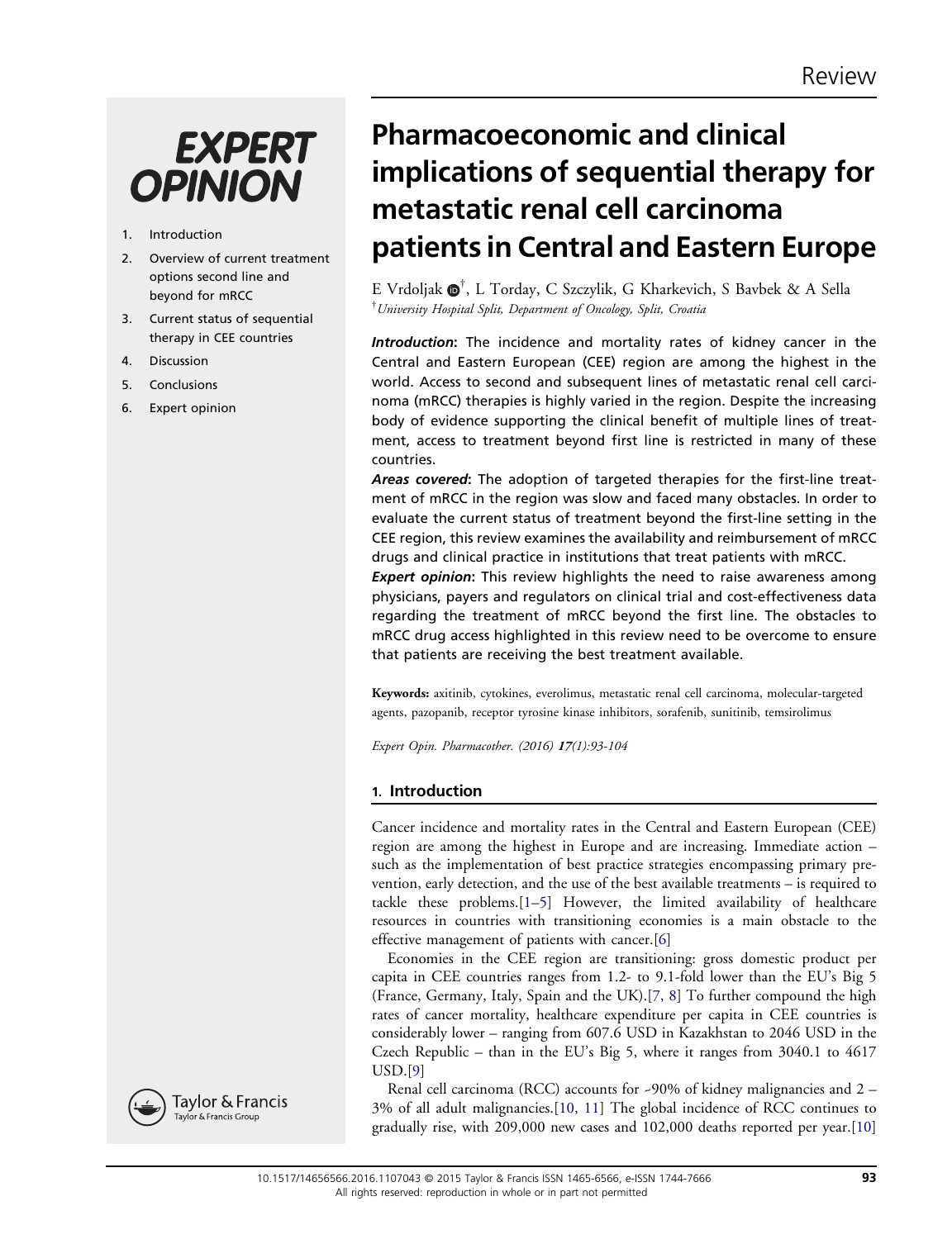Review

# Pharmacoeconomic and clinical implications of sequential therapy for metastatic renal cell carcinoma patients in Central and Eastern Europe

E Vrdoljak[†], L Torday, C Szczylik, G Kharkevich, S Bavbek & A Sella

[†]*University Hospital Split, Department of Oncology, Split, Croatia*

1. Introduction
2. Overview of current treatment options second line and beyond for mRCC
3. Current status of sequential therapy in CEE countries
4. Discussion
5. Conclusions
6. Expert opinion

***Introduction***: The incidence and mortality rates of kidney cancer in the Central and Eastern European (CEE) region are among the highest in the world. Access to second and subsequent lines of metastatic renal cell carcinoma (mRCC) therapies is highly varied in the region. Despite the increasing body of evidence supporting the clinical benefit of multiple lines of treatment, access to treatment beyond first line is restricted in many of these countries.

***Areas covered***: The adoption of targeted therapies for the first-line treatment of mRCC in the region was slow and faced many obstacles. In order to evaluate the current status of treatment beyond the first-line setting in the CEE region, this review examines the availability and reimbursement of mRCC drugs and clinical practice in institutions that treat patients with mRCC.

***Expert opinion***: This review highlights the need to raise awareness among physicians, payers and regulators on clinical trial and cost-effectiveness data regarding the treatment of mRCC beyond the first line. The obstacles to mRCC drug access highlighted in this review need to be overcome to ensure that patients are receiving the best treatment available.

**Keywords:** axitinib, cytokines, everolimus, metastatic renal cell carcinoma, molecular-targeted agents, pazopanib, receptor tyrosine kinase inhibitors, sorafenib, sunitinib, temsirolimus

*Expert Opin. Pharmacother. (2016)* ***17****(1):93-104*

## 1. Introduction

Cancer incidence and mortality rates in the Central and Eastern European (CEE) region are among the highest in Europe and are increasing. Immediate action – such as the implementation of best practice strategies encompassing primary prevention, early detection, and the use of the best available treatments – is required to tackle these problems.[1–5] However, the limited availability of healthcare resources in countries with transitioning economies is a main obstacle to the effective management of patients with cancer.[6]

Economies in the CEE region are transitioning: gross domestic product per capita in CEE countries ranges from 1.2- to 9.1-fold lower than the EU's Big 5 (France, Germany, Italy, Spain and the UK).[7, 8] To further compound the high rates of cancer mortality, healthcare expenditure per capita in CEE countries is considerably lower – ranging from 607.6 USD in Kazakhstan to 2046 USD in the Czech Republic – than in the EU's Big 5, where it ranges from 3040.1 to 4617 USD.[9]

Renal cell carcinoma (RCC) accounts for ~90% of kidney malignancies and 2 – 3% of all adult malignancies.[10, 11] The global incidence of RCC continues to gradually rise, with 209,000 new cases and 102,000 deaths reported per year.[10]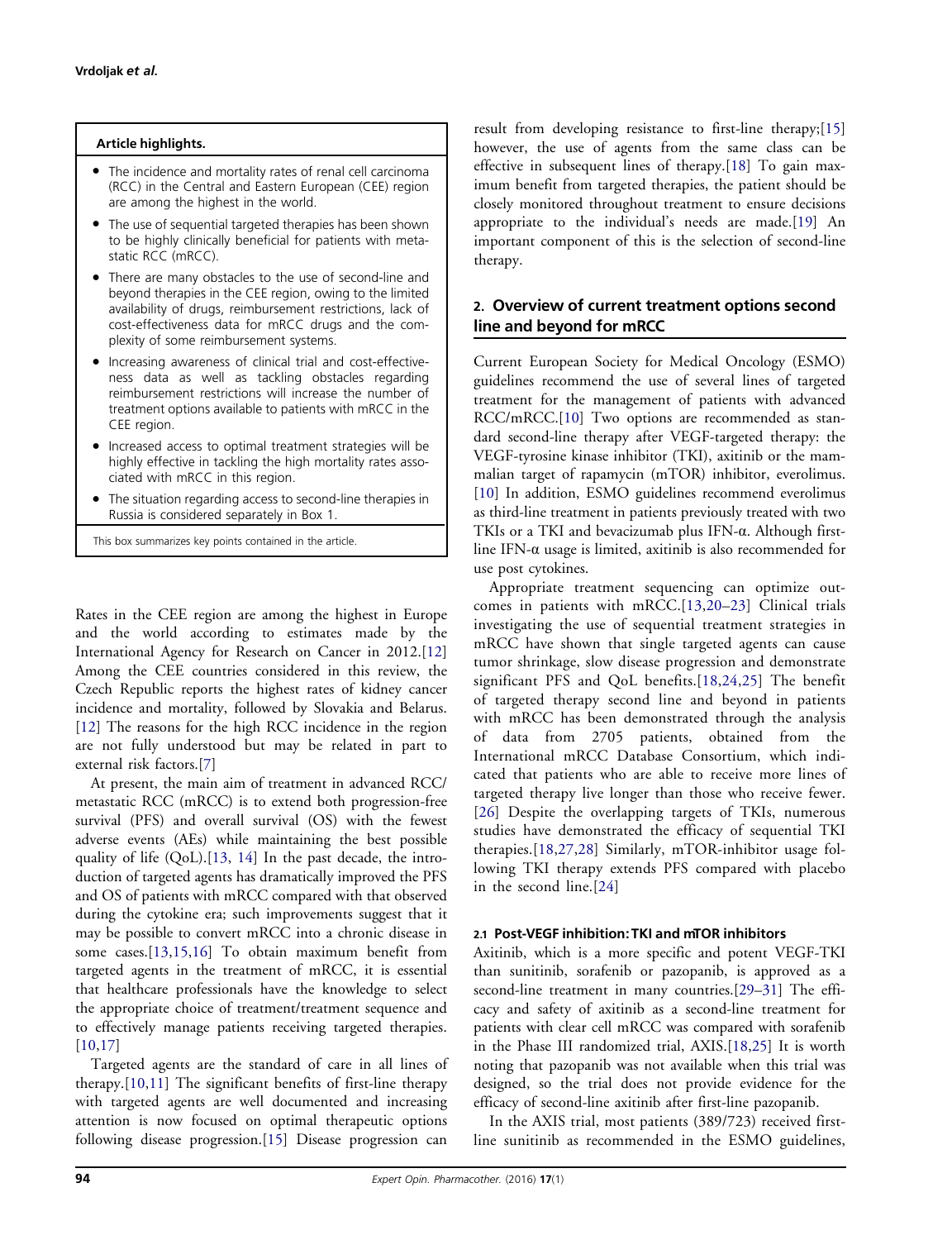**Article highlights.**

- The incidence and mortality rates of renal cell carcinoma (RCC) in the Central and Eastern European (CEE) region are among the highest in the world.
- The use of sequential targeted therapies has been shown to be highly clinically beneficial for patients with metastatic RCC (mRCC).
- There are many obstacles to the use of second-line and beyond therapies in the CEE region, owing to the limited availability of drugs, reimbursement restrictions, lack of cost-effectiveness data for mRCC drugs and the complexity of some reimbursement systems.
- Increasing awareness of clinical trial and cost-effectiveness data as well as tackling obstacles regarding reimbursement restrictions will increase the number of treatment options available to patients with mRCC in the CEE region.
- Increased access to optimal treatment strategies will be highly effective in tackling the high mortality rates associated with mRCC in this region.
- The situation regarding access to second-line therapies in Russia is considered separately in Box 1.

This box summarizes key points contained in the article.

Rates in the CEE region are among the highest in Europe and the world according to estimates made by the International Agency for Research on Cancer in 2012.[12] Among the CEE countries considered in this review, the Czech Republic reports the highest rates of kidney cancer incidence and mortality, followed by Slovakia and Belarus.[12] The reasons for the high RCC incidence in the region are not fully understood but may be related in part to external risk factors.[7]

At present, the main aim of treatment in advanced RCC/metastatic RCC (mRCC) is to extend both progression-free survival (PFS) and overall survival (OS) with the fewest adverse events (AEs) while maintaining the best possible quality of life (QoL).[13, 14] In the past decade, the introduction of targeted agents has dramatically improved the PFS and OS of patients with mRCC compared with that observed during the cytokine era; such improvements suggest that it may be possible to convert mRCC into a chronic disease in some cases.[13,15,16] To obtain maximum benefit from targeted agents in the treatment of mRCC, it is essential that healthcare professionals have the knowledge to select the appropriate choice of treatment/treatment sequence and to effectively manage patients receiving targeted therapies.[10,17]

Targeted agents are the standard of care in all lines of therapy.[10,11] The significant benefits of first-line therapy with targeted agents are well documented and increasing attention is now focused on optimal therapeutic options following disease progression.[15] Disease progression can result from developing resistance to first-line therapy;[15] however, the use of agents from the same class can be effective in subsequent lines of therapy.[18] To gain maximum benefit from targeted therapies, the patient should be closely monitored throughout treatment to ensure decisions appropriate to the individual's needs are made.[19] An important component of this is the selection of second-line therapy.

## 2. Overview of current treatment options second line and beyond for mRCC

Current European Society for Medical Oncology (ESMO) guidelines recommend the use of several lines of targeted treatment for the management of patients with advanced RCC/mRCC.[10] Two options are recommended as standard second-line therapy after VEGF-targeted therapy: the VEGF-tyrosine kinase inhibitor (TKI), axitinib or the mammalian target of rapamycin (mTOR) inhibitor, everolimus.[10] In addition, ESMO guidelines recommend everolimus as third-line treatment in patients previously treated with two TKIs or a TKI and bevacizumab plus IFN-α. Although first-line IFN-α usage is limited, axitinib is also recommended for use post cytokines.

Appropriate treatment sequencing can optimize outcomes in patients with mRCC.[13,20–23] Clinical trials investigating the use of sequential treatment strategies in mRCC have shown that single targeted agents can cause tumor shrinkage, slow disease progression and demonstrate significant PFS and QoL benefits.[18,24,25] The benefit of targeted therapy second line and beyond in patients with mRCC has been demonstrated through the analysis of data from 2705 patients, obtained from the International mRCC Database Consortium, which indicated that patients who are able to receive more lines of targeted therapy live longer than those who receive fewer.[26] Despite the overlapping targets of TKIs, numerous studies have demonstrated the efficacy of sequential TKI therapies.[18,27,28] Similarly, mTOR-inhibitor usage following TKI therapy extends PFS compared with placebo in the second line.[24]

### 2.1 Post-VEGF inhibition: TKI and mTOR inhibitors

Axitinib, which is a more specific and potent VEGF-TKI than sunitinib, sorafenib or pazopanib, is approved as a second-line treatment in many countries.[29–31] The efficacy and safety of axitinib as a second-line treatment for patients with clear cell mRCC was compared with sorafenib in the Phase III randomized trial, AXIS.[18,25] It is worth noting that pazopanib was not available when this trial was designed, so the trial does not provide evidence for the efficacy of second-line axitinib after first-line pazopanib.

In the AXIS trial, most patients (389/723) received first-line sunitinib as recommended in the ESMO guidelines,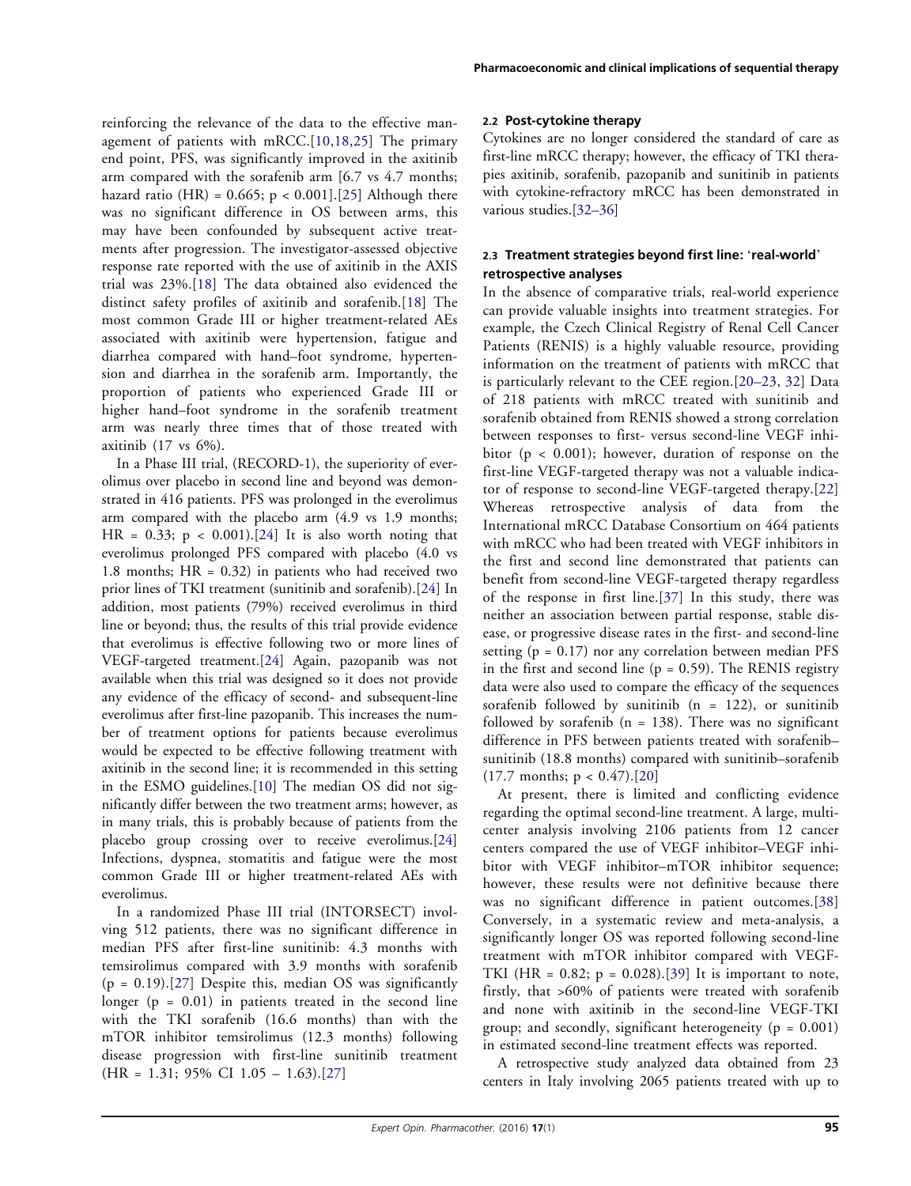reinforcing the relevance of the data to the effective management of patients with mRCC.[10,18,25] The primary end point, PFS, was significantly improved in the axitinib arm compared with the sorafenib arm [6.7 vs 4.7 months; hazard ratio (HR) = 0.665; $p < 0.001$].[25] Although there was no significant difference in OS between arms, this may have been confounded by subsequent active treatments after progression. The investigator-assessed objective response rate reported with the use of axitinib in the AXIS trial was 23%.[18] The data obtained also evidenced the distinct safety profiles of axitinib and sorafenib.[18] The most common Grade III or higher treatment-related AEs associated with axitinib were hypertension, fatigue and diarrhea compared with hand–foot syndrome, hypertension and diarrhea in the sorafenib arm. Importantly, the proportion of patients who experienced Grade III or higher hand–foot syndrome in the sorafenib treatment arm was nearly three times that of those treated with axitinib (17 vs 6%).

In a Phase III trial, (RECORD-1), the superiority of everolimus over placebo in second line and beyond was demonstrated in 416 patients. PFS was prolonged in the everolimus arm compared with the placebo arm (4.9 vs 1.9 months; HR = 0.33; $p < 0.001$).[24] It is also worth noting that everolimus prolonged PFS compared with placebo (4.0 vs 1.8 months; HR = 0.32) in patients who had received two prior lines of TKI treatment (sunitinib and sorafenib).[24] In addition, most patients (79%) received everolimus in third line or beyond; thus, the results of this trial provide evidence that everolimus is effective following two or more lines of VEGF-targeted treatment.[24] Again, pazopanib was not available when this trial was designed so it does not provide any evidence of the efficacy of second- and subsequent-line everolimus after first-line pazopanib. This increases the number of treatment options for patients because everolimus would be expected to be effective following treatment with axitinib in the second line; it is recommended in this setting in the ESMO guidelines.[10] The median OS did not significantly differ between the two treatment arms; however, as in many trials, this is probably because of patients from the placebo group crossing over to receive everolimus.[24] Infections, dyspnea, stomatitis and fatigue were the most common Grade III or higher treatment-related AEs with everolimus.

In a randomized Phase III trial (INTORSECT) involving 512 patients, there was no significant difference in median PFS after first-line sunitinib: 4.3 months with temsirolimus compared with 3.9 months with sorafenib ($p = 0.19$).[27] Despite this, median OS was significantly longer ($p = 0.01$) in patients treated in the second line with the TKI sorafenib (16.6 months) than with the mTOR inhibitor temsirolimus (12.3 months) following disease progression with first-line sunitinib treatment (HR = 1.31; 95% CI 1.05 – 1.63).[27]

### 2.2 Post-cytokine therapy

Cytokines are no longer considered the standard of care as first-line mRCC therapy; however, the efficacy of TKI therapies axitinib, sorafenib, pazopanib and sunitinib in patients with cytokine-refractory mRCC has been demonstrated in various studies.[32–36]

### 2.3 Treatment strategies beyond first line: 'real-world' retrospective analyses

In the absence of comparative trials, real-world experience can provide valuable insights into treatment strategies. For example, the Czech Clinical Registry of Renal Cell Cancer Patients (RENIS) is a highly valuable resource, providing information on the treatment of patients with mRCC that is particularly relevant to the CEE region.[20–23, 32] Data of 218 patients with mRCC treated with sunitinib and sorafenib obtained from RENIS showed a strong correlation between responses to first- versus second-line VEGF inhibitor ($p < 0.001$); however, duration of response on the first-line VEGF-targeted therapy was not a valuable indicator of response to second-line VEGF-targeted therapy.[22] Whereas retrospective analysis of data from the International mRCC Database Consortium on 464 patients with mRCC who had been treated with VEGF inhibitors in the first and second line demonstrated that patients can benefit from second-line VEGF-targeted therapy regardless of the response in first line.[37] In this study, there was neither an association between partial response, stable disease, or progressive disease rates in the first- and second-line setting ($p = 0.17$) nor any correlation between median PFS in the first and second line ($p = 0.59$). The RENIS registry data were also used to compare the efficacy of the sequences sorafenib followed by sunitinib (n = 122), or sunitinib followed by sorafenib (n = 138). There was no significant difference in PFS between patients treated with sorafenib–sunitinib (18.8 months) compared with sunitinib–sorafenib (17.7 months; $p < 0.47$).[20]

At present, there is limited and conflicting evidence regarding the optimal second-line treatment. A large, multicenter analysis involving 2106 patients from 12 cancer centers compared the use of VEGF inhibitor–VEGF inhibitor with VEGF inhibitor–mTOR inhibitor sequence; however, these results were not definitive because there was no significant difference in patient outcomes.[38] Conversely, in a systematic review and meta-analysis, a significantly longer OS was reported following second-line treatment with mTOR inhibitor compared with VEGF-TKI (HR = 0.82; $p = 0.028$).[39] It is important to note, firstly, that >60% of patients were treated with sorafenib and none with axitinib in the second-line VEGF-TKI group; and secondly, significant heterogeneity ($p = 0.001$) in estimated second-line treatment effects was reported.

A retrospective study analyzed data obtained from 23 centers in Italy involving 2065 patients treated with up to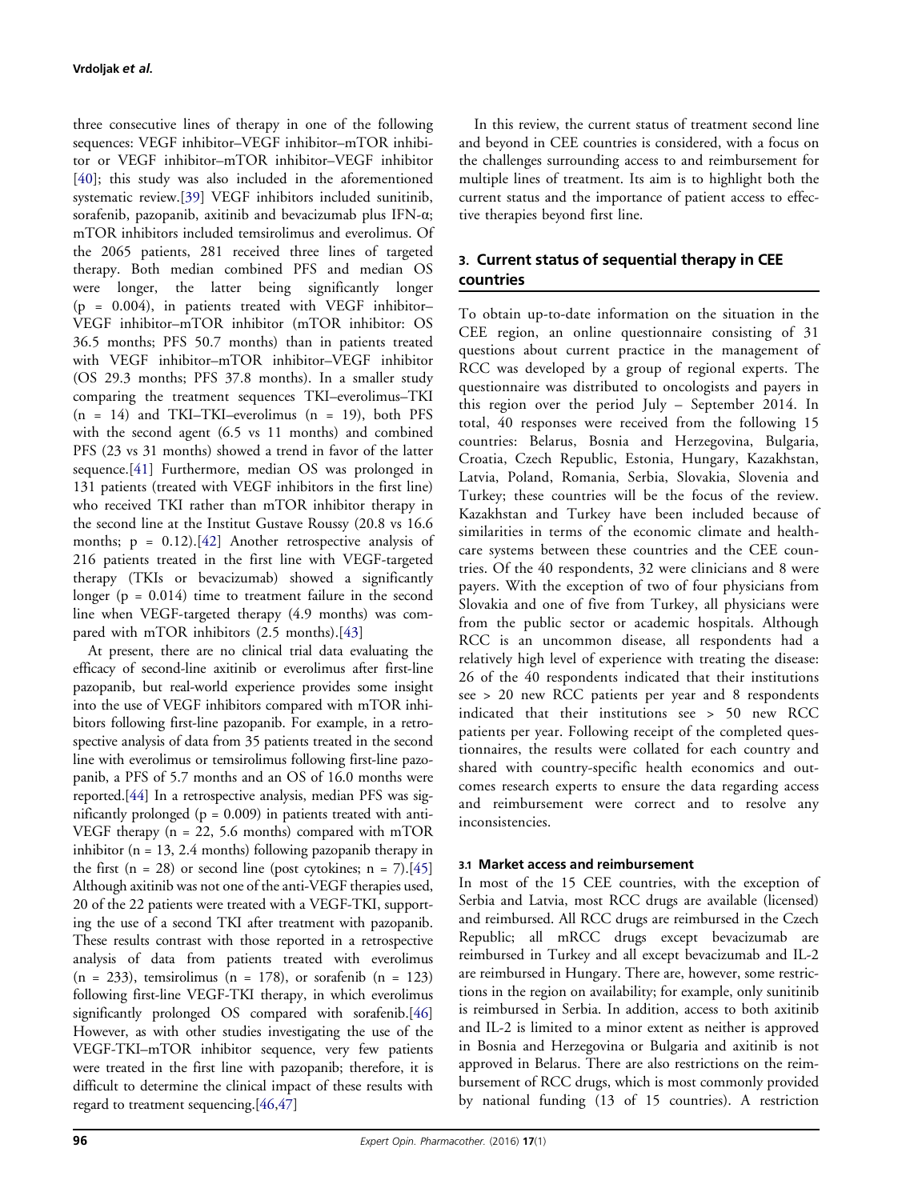three consecutive lines of therapy in one of the following sequences: VEGF inhibitor–VEGF inhibitor–mTOR inhibitor or VEGF inhibitor–mTOR inhibitor–VEGF inhibitor [40]; this study was also included in the aforementioned systematic review.[39] VEGF inhibitors included sunitinib, sorafenib, pazopanib, axitinib and bevacizumab plus IFN-α; mTOR inhibitors included temsirolimus and everolimus. Of the 2065 patients, 281 received three lines of targeted therapy. Both median combined PFS and median OS were longer, the latter being significantly longer ($p = 0.004$), in patients treated with VEGF inhibitor–VEGF inhibitor–mTOR inhibitor (mTOR inhibitor: OS 36.5 months; PFS 50.7 months) than in patients treated with VEGF inhibitor–mTOR inhibitor–VEGF inhibitor (OS 29.3 months; PFS 37.8 months). In a smaller study comparing the treatment sequences TKI–everolimus–TKI ($n = 14$) and TKI–TKI–everolimus ($n = 19$), both PFS with the second agent (6.5 vs 11 months) and combined PFS (23 vs 31 months) showed a trend in favor of the latter sequence.[41] Furthermore, median OS was prolonged in 131 patients (treated with VEGF inhibitors in the first line) who received TKI rather than mTOR inhibitor therapy in the second line at the Institut Gustave Roussy (20.8 vs 16.6 months; $p = 0.12$).[42] Another retrospective analysis of 216 patients treated in the first line with VEGF-targeted therapy (TKIs or bevacizumab) showed a significantly longer ($p = 0.014$) time to treatment failure in the second line when VEGF-targeted therapy (4.9 months) was compared with mTOR inhibitors (2.5 months).[43]

At present, there are no clinical trial data evaluating the efficacy of second-line axitinib or everolimus after first-line pazopanib, but real-world experience provides some insight into the use of VEGF inhibitors compared with mTOR inhibitors following first-line pazopanib. For example, in a retrospective analysis of data from 35 patients treated in the second line with everolimus or temsirolimus following first-line pazopanib, a PFS of 5.7 months and an OS of 16.0 months were reported.[44] In a retrospective analysis, median PFS was significantly prolonged ($p = 0.009$) in patients treated with anti-VEGF therapy ($n = 22$, 5.6 months) compared with mTOR inhibitor ($n = 13$, 2.4 months) following pazopanib therapy in the first ($n = 28$) or second line (post cytokines; $n = 7$).[45] Although axitinib was not one of the anti-VEGF therapies used, 20 of the 22 patients were treated with a VEGF-TKI, supporting the use of a second TKI after treatment with pazopanib. These results contrast with those reported in a retrospective analysis of data from patients treated with everolimus ($n = 233$), temsirolimus ($n = 178$), or sorafenib ($n = 123$) following first-line VEGF-TKI therapy, in which everolimus significantly prolonged OS compared with sorafenib.[46] However, as with other studies investigating the use of the VEGF-TKI–mTOR inhibitor sequence, very few patients were treated in the first line with pazopanib; therefore, it is difficult to determine the clinical impact of these results with regard to treatment sequencing.[46,47]

In this review, the current status of treatment second line and beyond in CEE countries is considered, with a focus on the challenges surrounding access to and reimbursement for multiple lines of treatment. Its aim is to highlight both the current status and the importance of patient access to effective therapies beyond first line.

## 3. Current status of sequential therapy in CEE countries

To obtain up-to-date information on the situation in the CEE region, an online questionnaire consisting of 31 questions about current practice in the management of RCC was developed by a group of regional experts. The questionnaire was distributed to oncologists and payers in this region over the period July – September 2014. In total, 40 responses were received from the following 15 countries: Belarus, Bosnia and Herzegovina, Bulgaria, Croatia, Czech Republic, Estonia, Hungary, Kazakhstan, Latvia, Poland, Romania, Serbia, Slovakia, Slovenia and Turkey; these countries will be the focus of the review. Kazakhstan and Turkey have been included because of similarities in terms of the economic climate and healthcare systems between these countries and the CEE countries. Of the 40 respondents, 32 were clinicians and 8 were payers. With the exception of two of four physicians from Slovakia and one of five from Turkey, all physicians were from the public sector or academic hospitals. Although RCC is an uncommon disease, all respondents had a relatively high level of experience with treating the disease: 26 of the 40 respondents indicated that their institutions see > 20 new RCC patients per year and 8 respondents indicated that their institutions see > 50 new RCC patients per year. Following receipt of the completed questionnaires, the results were collated for each country and shared with country-specific health economics and outcomes research experts to ensure the data regarding access and reimbursement were correct and to resolve any inconsistencies.

### 3.1 Market access and reimbursement

In most of the 15 CEE countries, with the exception of Serbia and Latvia, most RCC drugs are available (licensed) and reimbursed. All RCC drugs are reimbursed in the Czech Republic; all mRCC drugs except bevacizumab are reimbursed in Turkey and all except bevacizumab and IL-2 are reimbursed in Hungary. There are, however, some restrictions in the region on availability; for example, only sunitinib is reimbursed in Serbia. In addition, access to both axitinib and IL-2 is limited to a minor extent as neither is approved in Bosnia and Herzegovina or Bulgaria and axitinib is not approved in Belarus. There are also restrictions on the reimbursement of RCC drugs, which is most commonly provided by national funding (13 of 15 countries). A restriction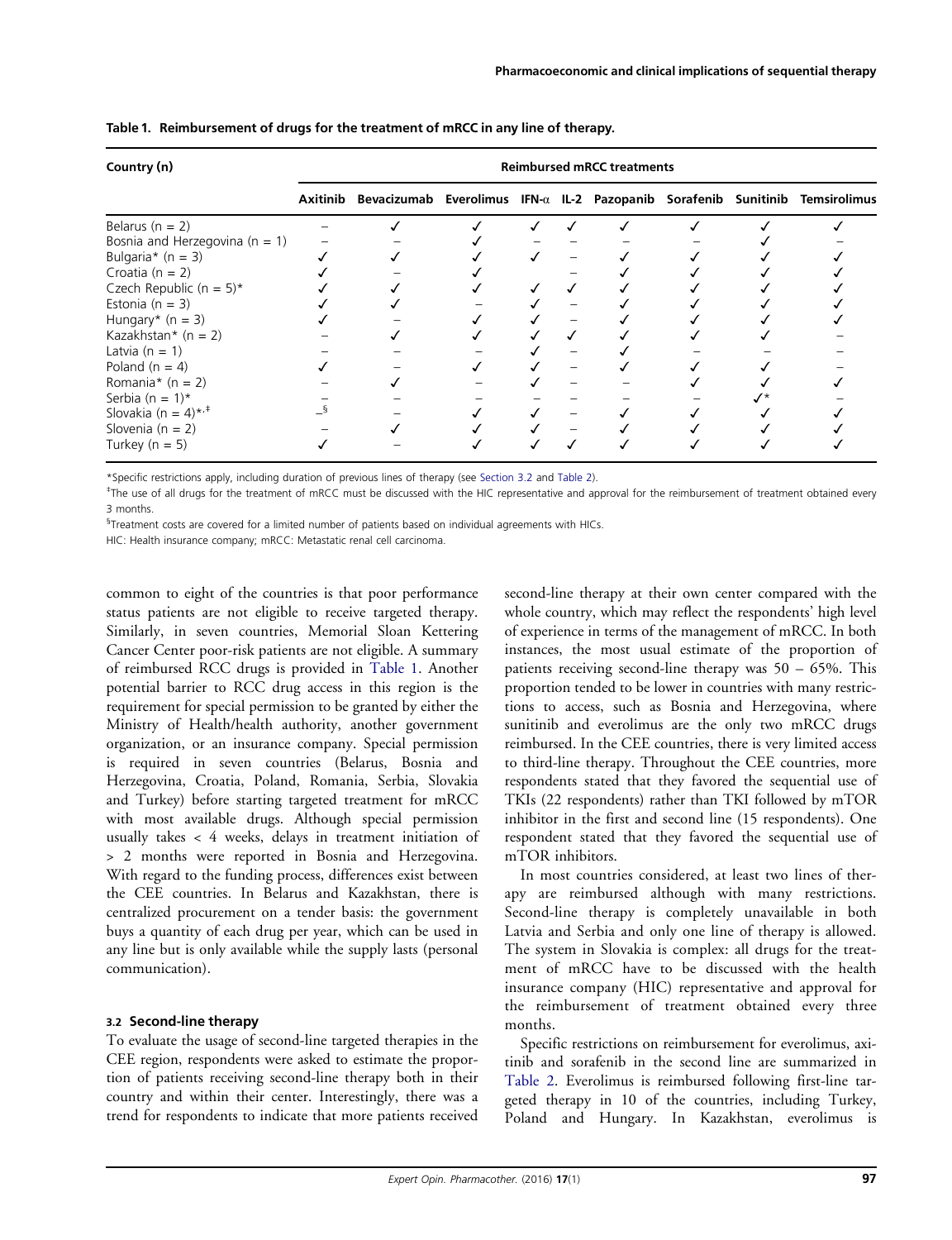**Table 1. Reimbursement of drugs for the treatment of mRCC in any line of therapy.**

| Country (n) | Reimbursed mRCC treatments | | | | | | | | |
|---|---|---|---|---|---|---|---|---|---|
| | Axitinib | Bevacizumab | Everolimus | IFN-α | IL-2 | Pazopanib | Sorafenib | Sunitinib | Temsirolimus |
| Belarus (n = 2) | – | ✓ | ✓ | ✓ | ✓ | ✓ | ✓ | ✓ | ✓ |
| Bosnia and Herzegovina (n = 1) | – | – | ✓ | – | – | – | – | ✓ | – |
| Bulgaria* (n = 3) | ✓ | ✓ | ✓ | ✓ | – | ✓ | ✓ | ✓ | ✓ |
| Croatia (n = 2) | ✓ | – | ✓ | | – | ✓ | ✓ | ✓ | ✓ |
| Czech Republic (n = 5)* | ✓ | ✓ | ✓ | ✓ | ✓ | ✓ | ✓ | ✓ | ✓ |
| Estonia (n = 3) | ✓ | ✓ | – | ✓ | – | ✓ | ✓ | ✓ | ✓ |
| Hungary* (n = 3) | ✓ | – | ✓ | ✓ | – | ✓ | ✓ | ✓ | ✓ |
| Kazakhstan* (n = 2) | – | ✓ | ✓ | ✓ | ✓ | ✓ | ✓ | ✓ | – |
| Latvia (n = 1) | – | – | – | ✓ | – | ✓ | – | – | – |
| Poland (n = 4) | ✓ | – | ✓ | ✓ | – | ✓ | ✓ | ✓ | – |
| Romania* (n = 2) | – | ✓ | – | ✓ | – | – | ✓ | ✓ | ✓ |
| Serbia (n = 1)* | – | – | – | – | – | – | – | ✓* | – |
| Slovakia (n = 4)*,‡ | –§ | – | ✓ | ✓ | – | ✓ | ✓ | ✓ | ✓ |
| Slovenia (n = 2) | – | ✓ | ✓ | ✓ | – | ✓ | ✓ | ✓ | ✓ |
| Turkey (n = 5) | ✓ | – | ✓ | ✓ | ✓ | ✓ | ✓ | ✓ | ✓ |

*Specific restrictions apply, including duration of previous lines of therapy (see Section 3.2 and Table 2).

‡The use of all drugs for the treatment of mRCC must be discussed with the HIC representative and approval for the reimbursement of treatment obtained every 3 months.

§Treatment costs are covered for a limited number of patients based on individual agreements with HICs.

HIC: Health insurance company; mRCC: Metastatic renal cell carcinoma.

common to eight of the countries is that poor performance status patients are not eligible to receive targeted therapy. Similarly, in seven countries, Memorial Sloan Kettering Cancer Center poor-risk patients are not eligible. A summary of reimbursed RCC drugs is provided in Table 1. Another potential barrier to RCC drug access in this region is the requirement for special permission to be granted by either the Ministry of Health/health authority, another government organization, or an insurance company. Special permission is required in seven countries (Belarus, Bosnia and Herzegovina, Croatia, Poland, Romania, Serbia, Slovakia and Turkey) before starting targeted treatment for mRCC with most available drugs. Although special permission usually takes < 4 weeks, delays in treatment initiation of > 2 months were reported in Bosnia and Herzegovina. With regard to the funding process, differences exist between the CEE countries. In Belarus and Kazakhstan, there is centralized procurement on a tender basis: the government buys a quantity of each drug per year, which can be used in any line but is only available while the supply lasts (personal communication).

### 3.2 Second-line therapy

To evaluate the usage of second-line targeted therapies in the CEE region, respondents were asked to estimate the proportion of patients receiving second-line therapy both in their country and within their center. Interestingly, there was a trend for respondents to indicate that more patients received second-line therapy at their own center compared with the whole country, which may reflect the respondents' high level of experience in terms of the management of mRCC. In both instances, the most usual estimate of the proportion of patients receiving second-line therapy was 50 – 65%. This proportion tended to be lower in countries with many restrictions to access, such as Bosnia and Herzegovina, where sunitinib and everolimus are the only two mRCC drugs reimbursed. In the CEE countries, there is very limited access to third-line therapy. Throughout the CEE countries, more respondents stated that they favored the sequential use of TKIs (22 respondents) rather than TKI followed by mTOR inhibitor in the first and second line (15 respondents). One respondent stated that they favored the sequential use of mTOR inhibitors.

In most countries considered, at least two lines of therapy are reimbursed although with many restrictions. Second-line therapy is completely unavailable in both Latvia and Serbia and only one line of therapy is allowed. The system in Slovakia is complex: all drugs for the treatment of mRCC have to be discussed with the health insurance company (HIC) representative and approval for the reimbursement of treatment obtained every three months.

Specific restrictions on reimbursement for everolimus, axitinib and sorafenib in the second line are summarized in Table 2. Everolimus is reimbursed following first-line targeted therapy in 10 of the countries, including Turkey, Poland and Hungary. In Kazakhstan, everolimus is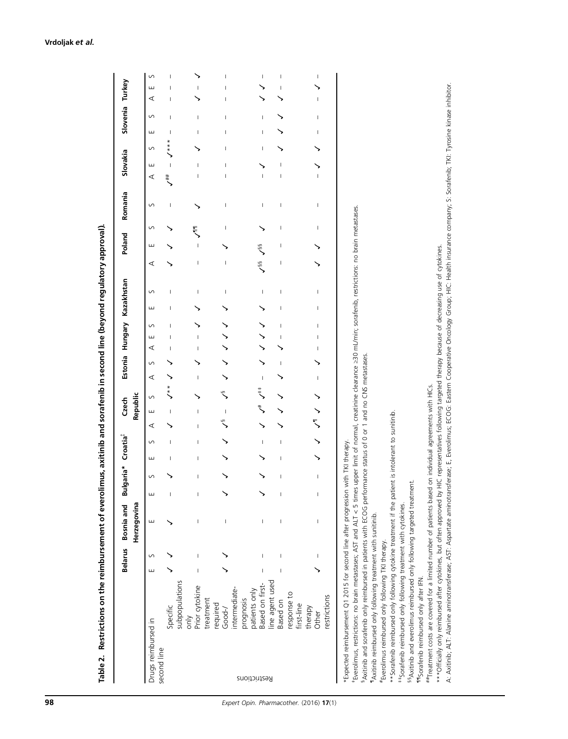**Table 2. Restrictions on the reimbursement of everolimus, axitinib and sorafenib in second line (beyond regulatory approval).**

| | | Belarus | | Bosnia and Herzegovina | Bulgaria* | | Croatia‡ | | Czech Republic | | | Estonia | | Hungary | | | Kazakhstan | | Poland | | | Romania | Slovakia | | | Slovenia | | Turkey | | |
|---|---|---|---|---|---|---|---|---|---|---|---|---|---|---|---|---|---|---|---|---|---|---|---|---|---|---|---|---|---|---|
| Drugs reimbursed in second line | | E | S | E | E | S | E | S | A | E | S | A | S | A | E | S | E | S | A | E | S | S | A | E | S | E | S | A | E | S |
| Restrictions | Specific subpopulations only | ✓ | ✓ | ✓ | – | ✓ | – | – | ✓ | – | ✓** | ✓ | ✓ | – | – | – | – | – | ✓ | ✓ | ✓ | – | ✓## | – | ✓*** | – | – | – | – | – |
| | Prior cytokine treatment required | – | – | – | – | – | – | – | – | – | ✓ | – | ✓ | – | – | ✓ | ✓ | – | – | – | ✓¶¶ | ✓ | – | – | ✓ | – | – | ✓ | – | ✓ |
| | Good-/intermediate-prognosis patients only | ✓ | ✓ | – | ✓ | ✓ | ✓ | ✓ | ✓§ | – | ✓§ | ✓ | ✓ | ✓ | ✓ | ✓ | ✓ | – | – | ✓ | – | – | – | – | – | – | – | – | – | – |
| | Based on first-line agent used | – | – | – | ✓ | ✓ | ✓ | – | ✓ | ✓# | ✓‡‡ | – | ✓ | ✓ | ✓ | ✓ | ✓ | – | ✓§§ | ✓§§ | ✓ | – | – | ✓ | – | – | – | ✓ | ✓ | – |
| | Based on response to first-line therapy | – | – | – | – | – | – | – | ✓ | ✓ | ✓ | ✓ | – | ✓ | – | – | – | – | – | – | – | – | – | – | ✓ | ✓ | ✓ | ✓ | – | – |
| | Other restrictions | ✓ | – | – | – | – | ✓ | ✓ | ✓¶ | ✓ | ✓ | – | ✓ | – | – | – | – | – | ✓ | ✓ | – | – | – | ✓ | ✓ | – | – | – | ✓ | – |

*Expected reimbursement Q1 2015 for second line after progression with TKI therapy.
‡Everolimus, restrictions: no brain metastases; AST and ALT < 5 times upper limit of normal, creatinine clearance ≥30 mL/min; sorafenib, restrictions: no brain metastases.
§Axitinib and sorafenib only reimbursed in patients with ECOG performance status of 0 or 1 and no CNS metastases.
¶Axitinib reimbursed only following treatment with sunitinib.
#Everolimus reimbursed only following TKI therapy.
**Sorafenib reimbursed only following cytokine treatment if the patient is intolerant to sunitinib.
‡‡Sorafenib reimbursed only following treatment with cytokines.
§§Axitinib and everolimus reimbursed only following targeted treatment.
¶¶Sorafenib reimbursed only after IFN.
##Treatment costs are covered for a limited number of patients based on individual agreements with HICs.
***Officially only reimbursed after cytokines, but often approved by HIC representatives following targeted therapy because of decreasing use of cytokines.
A: Axitinib; ALT: Alanine aminotransferase; AST: Aspartate aminotransferase; E, Everolimus; ECOG: Eastern Cooperative Oncology Group; HIC: Health insurance company; S: Sorafenib; TKI: Tyrosine kinase inhibitor.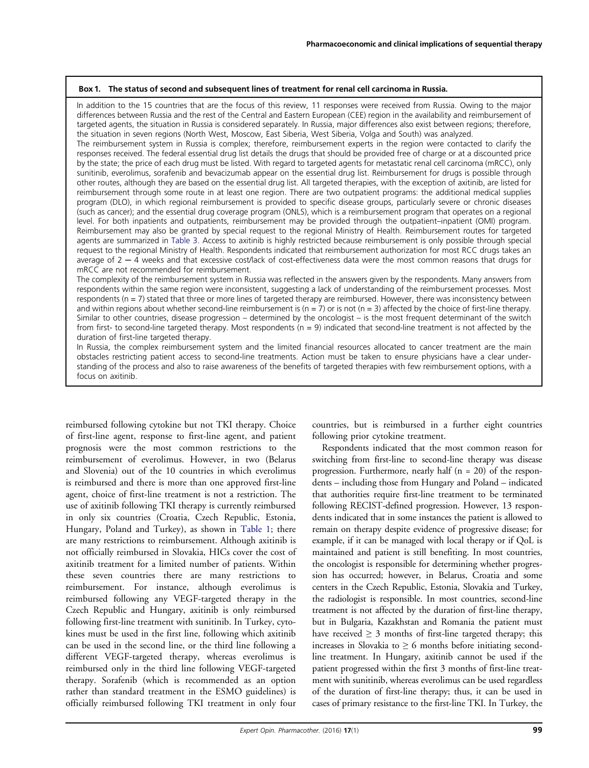**Box 1. The status of second and subsequent lines of treatment for renal cell carcinoma in Russia.**

In addition to the 15 countries that are the focus of this review, 11 responses were received from Russia. Owing to the major differences between Russia and the rest of the Central and Eastern European (CEE) region in the availability and reimbursement of targeted agents, the situation in Russia is considered separately. In Russia, major differences also exist between regions; therefore, the situation in seven regions (North West, Moscow, East Siberia, West Siberia, Volga and South) was analyzed.

The reimbursement system in Russia is complex; therefore, reimbursement experts in the region were contacted to clarify the responses received. The federal essential drug list details the drugs that should be provided free of charge or at a discounted price by the state; the price of each drug must be listed. With regard to targeted agents for metastatic renal cell carcinoma (mRCC), only sunitinib, everolimus, sorafenib and bevacizumab appear on the essential drug list. Reimbursement for drugs is possible through other routes, although they are based on the essential drug list. All targeted therapies, with the exception of axitinib, are listed for reimbursement through some route in at least one region. There are two outpatient programs: the additional medical supplies program (DLO), in which regional reimbursement is provided to specific disease groups, particularly severe or chronic diseases (such as cancer); and the essential drug coverage program (ONLS), which is a reimbursement program that operates on a regional level. For both inpatients and outpatients, reimbursement may be provided through the outpatient–inpatient (OMI) program. Reimbursement may also be granted by special request to the regional Ministry of Health. Reimbursement routes for targeted agents are summarized in Table 3. Access to axitinib is highly restricted because reimbursement is only possible through special request to the regional Ministry of Health. Respondents indicated that reimbursement authorization for most RCC drugs takes an average of 2 – 4 weeks and that excessive cost/lack of cost-effectiveness data were the most common reasons that drugs for mRCC are not recommended for reimbursement.

The complexity of the reimbursement system in Russia was reflected in the answers given by the respondents. Many answers from respondents within the same region were inconsistent, suggesting a lack of understanding of the reimbursement processes. Most respondents (n = 7) stated that three or more lines of targeted therapy are reimbursed. However, there was inconsistency between and within regions about whether second-line reimbursement is (n = 7) or is not (n = 3) affected by the choice of first-line therapy. Similar to other countries, disease progression – determined by the oncologist – is the most frequent determinant of the switch from first- to second-line targeted therapy. Most respondents (n = 9) indicated that second-line treatment is not affected by the duration of first-line targeted therapy.

In Russia, the complex reimbursement system and the limited financial resources allocated to cancer treatment are the main obstacles restricting patient access to second-line treatments. Action must be taken to ensure physicians have a clear understanding of the process and also to raise awareness of the benefits of targeted therapies with few reimbursement options, with a focus on axitinib.

reimbursed following cytokine but not TKI therapy. Choice of first-line agent, response to first-line agent, and patient prognosis were the most common restrictions to the reimbursement of everolimus. However, in two (Belarus and Slovenia) out of the 10 countries in which everolimus is reimbursed and there is more than one approved first-line agent, choice of first-line treatment is not a restriction. The use of axitinib following TKI therapy is currently reimbursed in only six countries (Croatia, Czech Republic, Estonia, Hungary, Poland and Turkey), as shown in Table 1; there are many restrictions to reimbursement. Although axitinib is not officially reimbursed in Slovakia, HICs cover the cost of axitinib treatment for a limited number of patients. Within these seven countries there are many restrictions to reimbursement. For instance, although everolimus is reimbursed following any VEGF-targeted therapy in the Czech Republic and Hungary, axitinib is only reimbursed following first-line treatment with sunitinib. In Turkey, cytokines must be used in the first line, following which axitinib can be used in the second line, or the third line following a different VEGF-targeted therapy, whereas everolimus is reimbursed only in the third line following VEGF-targeted therapy. Sorafenib (which is recommended as an option rather than standard treatment in the ESMO guidelines) is officially reimbursed following TKI treatment in only four countries, but is reimbursed in a further eight countries following prior cytokine treatment.

Respondents indicated that the most common reason for switching from first-line to second-line therapy was disease progression. Furthermore, nearly half (n = 20) of the respondents – including those from Hungary and Poland – indicated that authorities require first-line treatment to be terminated following RECIST-defined progression. However, 13 respondents indicated that in some instances the patient is allowed to remain on therapy despite evidence of progressive disease; for example, if it can be managed with local therapy or if QoL is maintained and patient is still benefiting. In most countries, the oncologist is responsible for determining whether progression has occurred; however, in Belarus, Croatia and some centers in the Czech Republic, Estonia, Slovakia and Turkey, the radiologist is responsible. In most countries, second-line treatment is not affected by the duration of first-line therapy, but in Bulgaria, Kazakhstan and Romania the patient must have received $\geq$ 3 months of first-line targeted therapy; this increases in Slovakia to $\geq$ 6 months before initiating second-line treatment. In Hungary, axitinib cannot be used if the patient progressed within the first 3 months of first-line treatment with sunitinib, whereas everolimus can be used regardless of the duration of first-line therapy; thus, it can be used in cases of primary resistance to the first-line TKI. In Turkey, the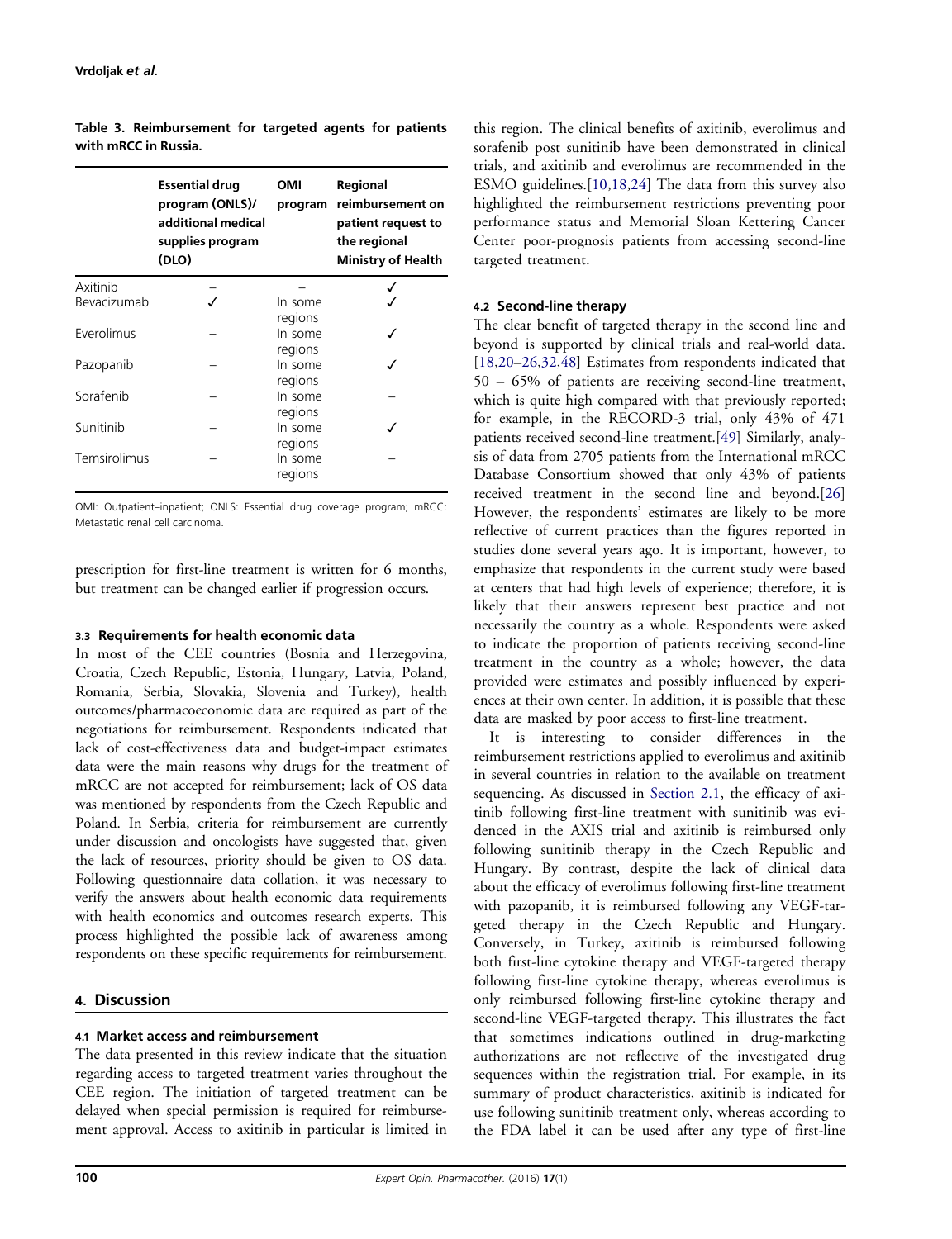**Table 3. Reimbursement for targeted agents for patients with mRCC in Russia.**

| | Essential drug program (ONLS)/ additional medical supplies program (DLO) | OMI program | Regional reimbursement on patient request to the regional Ministry of Health |
|---|---|---|---|
| Axitinib | – | – | ✓ |
| Bevacizumab | ✓ | In some regions | ✓ |
| Everolimus | – | In some regions | ✓ |
| Pazopanib | – | In some regions | ✓ |
| Sorafenib | – | In some regions | – |
| Sunitinib | – | In some regions | ✓ |
| Temsirolimus | – | In some regions | – |

OMI: Outpatient–inpatient; ONLS: Essential drug coverage program; mRCC: Metastatic renal cell carcinoma.

prescription for first-line treatment is written for 6 months, but treatment can be changed earlier if progression occurs.

### 3.3 Requirements for health economic data

In most of the CEE countries (Bosnia and Herzegovina, Croatia, Czech Republic, Estonia, Hungary, Latvia, Poland, Romania, Serbia, Slovakia, Slovenia and Turkey), health outcomes/pharmacoeconomic data are required as part of the negotiations for reimbursement. Respondents indicated that lack of cost-effectiveness data and budget-impact estimates data were the main reasons why drugs for the treatment of mRCC are not accepted for reimbursement; lack of OS data was mentioned by respondents from the Czech Republic and Poland. In Serbia, criteria for reimbursement are currently under discussion and oncologists have suggested that, given the lack of resources, priority should be given to OS data. Following questionnaire data collation, it was necessary to verify the answers about health economic data requirements with health economics and outcomes research experts. This process highlighted the possible lack of awareness among respondents on these specific requirements for reimbursement.

## 4. Discussion

### 4.1 Market access and reimbursement

The data presented in this review indicate that the situation regarding access to targeted treatment varies throughout the CEE region. The initiation of targeted treatment can be delayed when special permission is required for reimbursement approval. Access to axitinib in particular is limited in this region. The clinical benefits of axitinib, everolimus and sorafenib post sunitinib have been demonstrated in clinical trials, and axitinib and everolimus are recommended in the ESMO guidelines.[10,18,24] The data from this survey also highlighted the reimbursement restrictions preventing poor performance status and Memorial Sloan Kettering Cancer Center poor-prognosis patients from accessing second-line targeted treatment.

### 4.2 Second-line therapy

The clear benefit of targeted therapy in the second line and beyond is supported by clinical trials and real-world data.[18,20–26,32,48] Estimates from respondents indicated that 50 – 65% of patients are receiving second-line treatment, which is quite high compared with that previously reported; for example, in the RECORD-3 trial, only 43% of 471 patients received second-line treatment.[49] Similarly, analysis of data from 2705 patients from the International mRCC Database Consortium showed that only 43% of patients received treatment in the second line and beyond.[26] However, the respondents' estimates are likely to be more reflective of current practices than the figures reported in studies done several years ago. It is important, however, to emphasize that respondents in the current study were based at centers that had high levels of experience; therefore, it is likely that their answers represent best practice and not necessarily the country as a whole. Respondents were asked to indicate the proportion of patients receiving second-line treatment in the country as a whole; however, the data provided were estimates and possibly influenced by experiences at their own center. In addition, it is possible that these data are masked by poor access to first-line treatment.

It is interesting to consider differences in the reimbursement restrictions applied to everolimus and axitinib in several countries in relation to the available on treatment sequencing. As discussed in Section 2.1, the efficacy of axitinib following first-line treatment with sunitinib was evidenced in the AXIS trial and axitinib is reimbursed only following sunitinib therapy in the Czech Republic and Hungary. By contrast, despite the lack of clinical data about the efficacy of everolimus following first-line treatment with pazopanib, it is reimbursed following any VEGF-targeted therapy in the Czech Republic and Hungary. Conversely, in Turkey, axitinib is reimbursed following both first-line cytokine therapy and VEGF-targeted therapy following first-line cytokine therapy, whereas everolimus is only reimbursed following first-line cytokine therapy and second-line VEGF-targeted therapy. This illustrates the fact that sometimes indications outlined in drug-marketing authorizations are not reflective of the investigated drug sequences within the registration trial. For example, in its summary of product characteristics, axitinib is indicated for use following sunitinib treatment only, whereas according to the FDA label it can be used after any type of first-line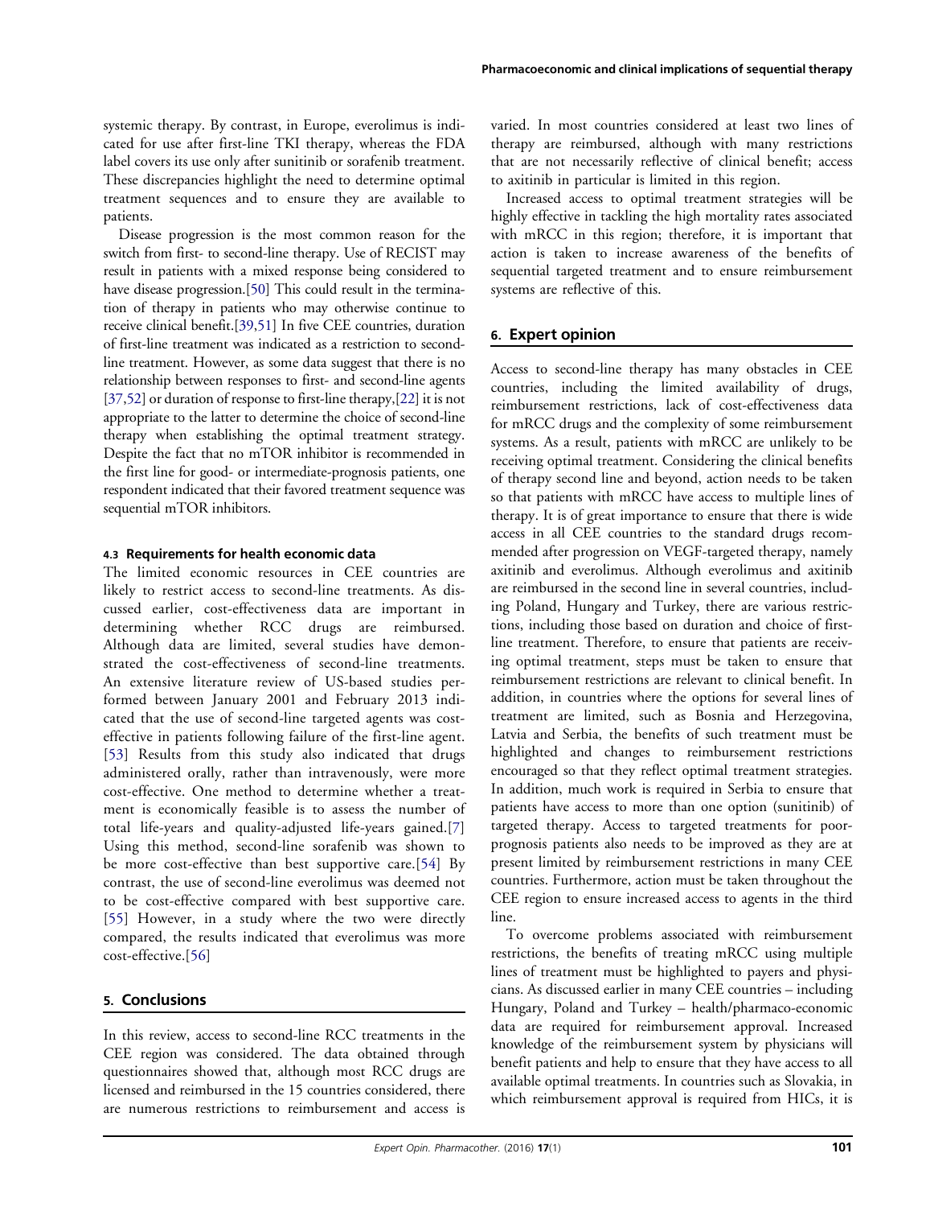systemic therapy. By contrast, in Europe, everolimus is indicated for use after first-line TKI therapy, whereas the FDA label covers its use only after sunitinib or sorafenib treatment. These discrepancies highlight the need to determine optimal treatment sequences and to ensure they are available to patients.

Disease progression is the most common reason for the switch from first- to second-line therapy. Use of RECIST may result in patients with a mixed response being considered to have disease progression.[50] This could result in the termination of therapy in patients who may otherwise continue to receive clinical benefit.[39,51] In five CEE countries, duration of first-line treatment was indicated as a restriction to second-line treatment. However, as some data suggest that there is no relationship between responses to first- and second-line agents [37,52] or duration of response to first-line therapy,[22] it is not appropriate to the latter to determine the choice of second-line therapy when establishing the optimal treatment strategy. Despite the fact that no mTOR inhibitor is recommended in the first line for good- or intermediate-prognosis patients, one respondent indicated that their favored treatment sequence was sequential mTOR inhibitors.

### 4.3 Requirements for health economic data

The limited economic resources in CEE countries are likely to restrict access to second-line treatments. As discussed earlier, cost-effectiveness data are important in determining whether RCC drugs are reimbursed. Although data are limited, several studies have demonstrated the cost-effectiveness of second-line treatments. An extensive literature review of US-based studies performed between January 2001 and February 2013 indicated that the use of second-line targeted agents was cost-effective in patients following failure of the first-line agent.[53] Results from this study also indicated that drugs administered orally, rather than intravenously, were more cost-effective. One method to determine whether a treatment is economically feasible is to assess the number of total life-years and quality-adjusted life-years gained.[7] Using this method, second-line sorafenib was shown to be more cost-effective than best supportive care.[54] By contrast, the use of second-line everolimus was deemed not to be cost-effective compared with best supportive care.[55] However, in a study where the two were directly compared, the results indicated that everolimus was more cost-effective.[56]

## 5. Conclusions

In this review, access to second-line RCC treatments in the CEE region was considered. The data obtained through questionnaires showed that, although most RCC drugs are licensed and reimbursed in the 15 countries considered, there are numerous restrictions to reimbursement and access is varied. In most countries considered at least two lines of therapy are reimbursed, although with many restrictions that are not necessarily reflective of clinical benefit; access to axitinib in particular is limited in this region.

Increased access to optimal treatment strategies will be highly effective in tackling the high mortality rates associated with mRCC in this region; therefore, it is important that action is taken to increase awareness of the benefits of sequential targeted treatment and to ensure reimbursement systems are reflective of this.

## 6. Expert opinion

Access to second-line therapy has many obstacles in CEE countries, including the limited availability of drugs, reimbursement restrictions, lack of cost-effectiveness data for mRCC drugs and the complexity of some reimbursement systems. As a result, patients with mRCC are unlikely to be receiving optimal treatment. Considering the clinical benefits of therapy second line and beyond, action needs to be taken so that patients with mRCC have access to multiple lines of therapy. It is of great importance to ensure that there is wide access in all CEE countries to the standard drugs recommended after progression on VEGF-targeted therapy, namely axitinib and everolimus. Although everolimus and axitinib are reimbursed in the second line in several countries, including Poland, Hungary and Turkey, there are various restrictions, including those based on duration and choice of first-line treatment. Therefore, to ensure that patients are receiving optimal treatment, steps must be taken to ensure that reimbursement restrictions are relevant to clinical benefit. In addition, in countries where the options for several lines of treatment are limited, such as Bosnia and Herzegovina, Latvia and Serbia, the benefits of such treatment must be highlighted and changes to reimbursement restrictions encouraged so that they reflect optimal treatment strategies. In addition, much work is required in Serbia to ensure that patients have access to more than one option (sunitinib) of targeted therapy. Access to targeted treatments for poor-prognosis patients also needs to be improved as they are at present limited by reimbursement restrictions in many CEE countries. Furthermore, action must be taken throughout the CEE region to ensure increased access to agents in the third line.

To overcome problems associated with reimbursement restrictions, the benefits of treating mRCC using multiple lines of treatment must be highlighted to payers and physicians. As discussed earlier in many CEE countries – including Hungary, Poland and Turkey – health/pharmaco-economic data are required for reimbursement approval. Increased knowledge of the reimbursement system by physicians will benefit patients and help to ensure that they have access to all available optimal treatments. In countries such as Slovakia, in which reimbursement approval is required from HICs, it is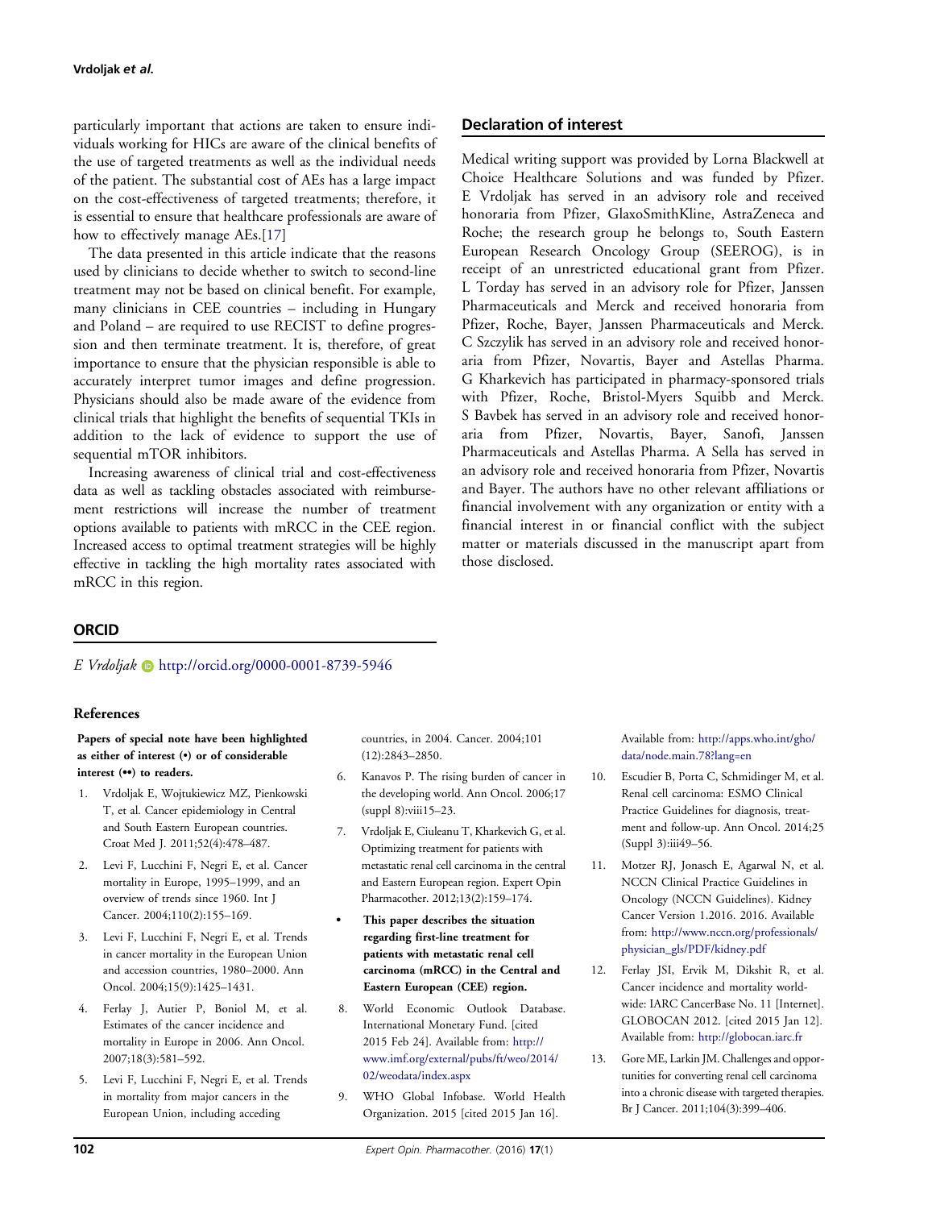particularly important that actions are taken to ensure individuals working for HICs are aware of the clinical benefits of the use of targeted treatments as well as the individual needs of the patient. The substantial cost of AEs has a large impact on the cost-effectiveness of targeted treatments; therefore, it is essential to ensure that healthcare professionals are aware of how to effectively manage AEs.[17]

The data presented in this article indicate that the reasons used by clinicians to decide whether to switch to second-line treatment may not be based on clinical benefit. For example, many clinicians in CEE countries – including in Hungary and Poland – are required to use RECIST to define progression and then terminate treatment. It is, therefore, of great importance to ensure that the physician responsible is able to accurately interpret tumor images and define progression. Physicians should also be made aware of the evidence from clinical trials that highlight the benefits of sequential TKIs in addition to the lack of evidence to support the use of sequential mTOR inhibitors.

Increasing awareness of clinical trial and cost-effectiveness data as well as tackling obstacles associated with reimbursement restrictions will increase the number of treatment options available to patients with mRCC in the CEE region. Increased access to optimal treatment strategies will be highly effective in tackling the high mortality rates associated with mRCC in this region.

## Declaration of interest

Medical writing support was provided by Lorna Blackwell at Choice Healthcare Solutions and was funded by Pfizer. E Vrdoljak has served in an advisory role and received honoraria from Pfizer, GlaxoSmithKline, AstraZeneca and Roche; the research group he belongs to, South Eastern European Research Oncology Group (SEEROG), is in receipt of an unrestricted educational grant from Pfizer. L Torday has served in an advisory role for Pfizer, Janssen Pharmaceuticals and Merck and received honoraria from Pfizer, Roche, Bayer, Janssen Pharmaceuticals and Merck. C Szczylik has served in an advisory role and received honoraria from Pfizer, Novartis, Bayer and Astellas Pharma. G Kharkevich has participated in pharmacy-sponsored trials with Pfizer, Roche, Bristol-Myers Squibb and Merck. S Bavbek has served in an advisory role and received honoraria from Pfizer, Novartis, Bayer, Sanofi, Janssen Pharmaceuticals and Astellas Pharma. A Sella has served in an advisory role and received honoraria from Pfizer, Novartis and Bayer. The authors have no other relevant affiliations or financial involvement with any organization or entity with a financial interest in or financial conflict with the subject matter or materials discussed in the manuscript apart from those disclosed.

## ORCID

*E Vrdoljak* http://orcid.org/0000-0001-8739-5946

### References

**Papers of special note have been highlighted as either of interest (•) or of considerable interest (••) to readers.**

1. Vrdoljak E, Wojtukiewicz MZ, Pienkowski T, et al. Cancer epidemiology in Central and South Eastern European countries. Croat Med J. 2011;52(4):478–487.
2. Levi F, Lucchini F, Negri E, et al. Cancer mortality in Europe, 1995–1999, and an overview of trends since 1960. Int J Cancer. 2004;110(2):155–169.
3. Levi F, Lucchini F, Negri E, et al. Trends in cancer mortality in the European Union and accession countries, 1980–2000. Ann Oncol. 2004;15(9):1425–1431.
4. Ferlay J, Autier P, Boniol M, et al. Estimates of the cancer incidence and mortality in Europe in 2006. Ann Oncol. 2007;18(3):581–592.
5. Levi F, Lucchini F, Negri E, et al. Trends in mortality from major cancers in the European Union, including acceding countries, in 2004. Cancer. 2004;101 (12):2843–2850.
6. Kanavos P. The rising burden of cancer in the developing world. Ann Oncol. 2006;17 (suppl 8):viii15–23.
7. Vrdoljak E, Ciuleanu T, Kharkevich G, et al. Optimizing treatment for patients with metastatic renal cell carcinoma in the central and Eastern European region. Expert Opin Pharmacother. 2012;13(2):159–174.
   - **This paper describes the situation regarding first-line treatment for patients with metastatic renal cell carcinoma (mRCC) in the Central and Eastern European (CEE) region.**
8. World Economic Outlook Database. International Monetary Fund. [cited 2015 Feb 24]. Available from: http://www.imf.org/external/pubs/ft/weo/2014/02/weodata/index.aspx
9. WHO Global Infobase. World Health Organization. 2015 [cited 2015 Jan 16]. Available from: http://apps.who.int/gho/data/node.main.78?lang=en
10. Escudier B, Porta C, Schmidinger M, et al. Renal cell carcinoma: ESMO Clinical Practice Guidelines for diagnosis, treatment and follow-up. Ann Oncol. 2014;25 (Suppl 3):iii49–56.
11. Motzer RJ, Jonasch E, Agarwal N, et al. NCCN Clinical Practice Guidelines in Oncology (NCCN Guidelines). Kidney Cancer Version 1.2016. 2016. Available from: http://www.nccn.org/professionals/physician_gls/PDF/kidney.pdf
12. Ferlay JSI, Ervik M, Dikshit R, et al. Cancer incidence and mortality worldwide: IARC CancerBase No. 11 [Internet]. GLOBOCAN 2012. [cited 2015 Jan 12]. Available from: http://globocan.iarc.fr
13. Gore ME, Larkin JM. Challenges and opportunities for converting renal cell carcinoma into a chronic disease with targeted therapies. Br J Cancer. 2011;104(3):399–406.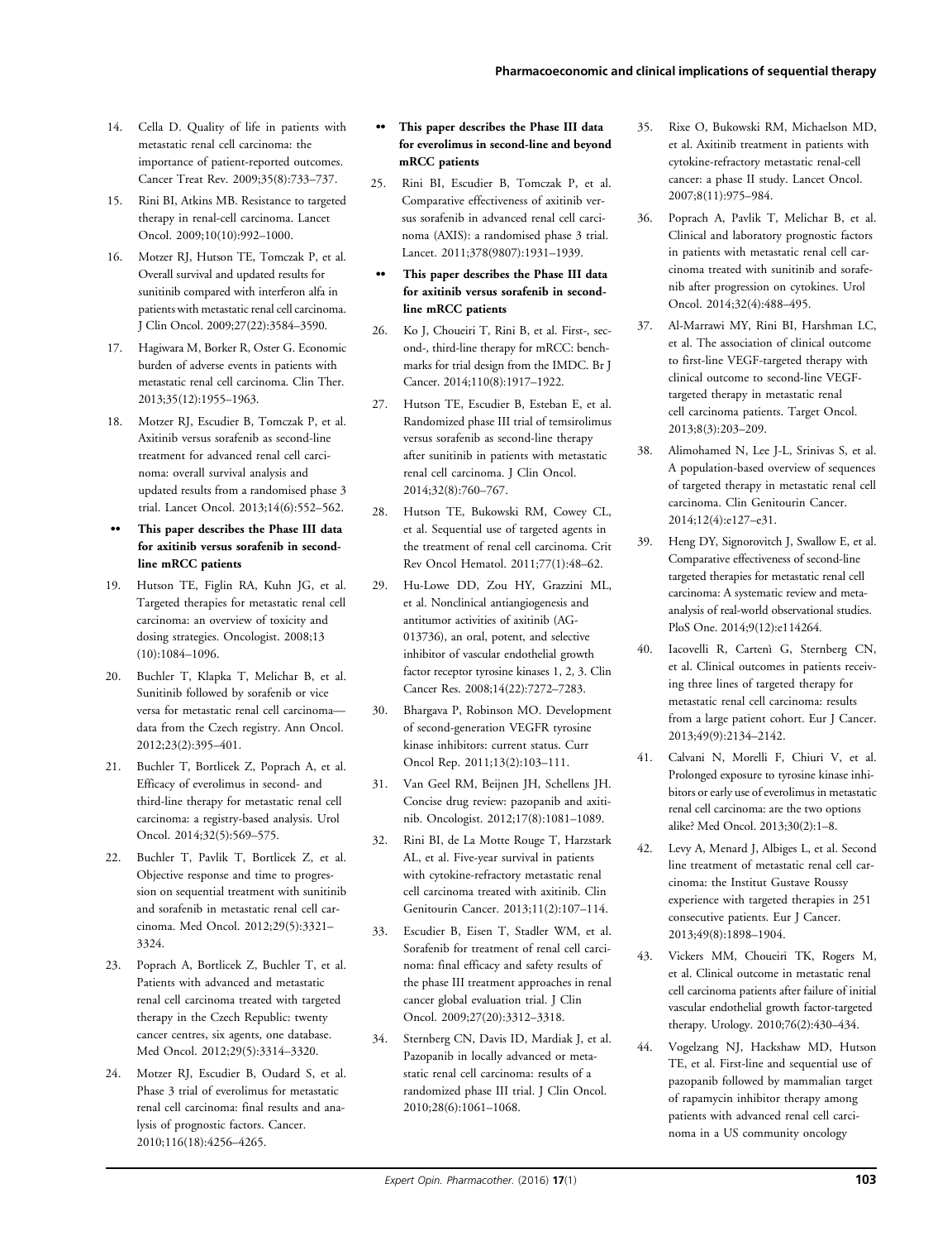14. Cella D. Quality of life in patients with metastatic renal cell carcinoma: the importance of patient-reported outcomes. Cancer Treat Rev. 2009;35(8):733–737.
15. Rini BI, Atkins MB. Resistance to targeted therapy in renal-cell carcinoma. Lancet Oncol. 2009;10(10):992–1000.
16. Motzer RJ, Hutson TE, Tomczak P, et al. Overall survival and updated results for sunitinib compared with interferon alfa in patients with metastatic renal cell carcinoma. J Clin Oncol. 2009;27(22):3584–3590.
17. Hagiwara M, Borker R, Oster G. Economic burden of adverse events in patients with metastatic renal cell carcinoma. Clin Ther. 2013;35(12):1955–1963.
18. Motzer RJ, Escudier B, Tomczak P, et al. Axitinib versus sorafenib as second-line treatment for advanced renal cell carcinoma: overall survival analysis and updated results from a randomised phase 3 trial. Lancet Oncol. 2013;14(6):552–562.
    - •• **This paper describes the Phase III data for axitinib versus sorafenib in second-line mRCC patients**
19. Hutson TE, Figlin RA, Kuhn JG, et al. Targeted therapies for metastatic renal cell carcinoma: an overview of toxicity and dosing strategies. Oncologist. 2008;13 (10):1084–1096.
20. Buchler T, Klapka T, Melichar B, et al. Sunitinib followed by sorafenib or vice versa for metastatic renal cell carcinoma—data from the Czech registry. Ann Oncol. 2012;23(2):395–401.
21. Buchler T, Bortlicek Z, Poprach A, et al. Efficacy of everolimus in second- and third-line therapy for metastatic renal cell carcinoma: a registry-based analysis. Urol Oncol. 2014;32(5):569–575.
22. Buchler T, Pavlik T, Bortlicek Z, et al. Objective response and time to progression on sequential treatment with sunitinib and sorafenib in metastatic renal cell carcinoma. Med Oncol. 2012;29(5):3321–3324.
23. Poprach A, Bortlicek Z, Buchler T, et al. Patients with advanced and metastatic renal cell carcinoma treated with targeted therapy in the Czech Republic: twenty cancer centres, six agents, one database. Med Oncol. 2012;29(5):3314–3320.
24. Motzer RJ, Escudier B, Oudard S, et al. Phase 3 trial of everolimus for metastatic renal cell carcinoma: final results and analysis of prognostic factors. Cancer. 2010;116(18):4256–4265.
    - •• **This paper describes the Phase III data for everolimus in second-line and beyond mRCC patients**
25. Rini BI, Escudier B, Tomczak P, et al. Comparative effectiveness of axitinib versus sorafenib in advanced renal cell carcinoma (AXIS): a randomised phase 3 trial. Lancet. 2011;378(9807):1931–1939.
    - •• **This paper describes the Phase III data for axitinib versus sorafenib in second-line mRCC patients**
26. Ko J, Choueiri T, Rini B, et al. First-, second-, third-line therapy for mRCC: benchmarks for trial design from the IMDC. Br J Cancer. 2014;110(8):1917–1922.
27. Hutson TE, Escudier B, Esteban E, et al. Randomized phase III trial of temsirolimus versus sorafenib as second-line therapy after sunitinib in patients with metastatic renal cell carcinoma. J Clin Oncol. 2014;32(8):760–767.
28. Hutson TE, Bukowski RM, Cowey CL, et al. Sequential use of targeted agents in the treatment of renal cell carcinoma. Crit Rev Oncol Hematol. 2011;77(1):48–62.
29. Hu-Lowe DD, Zou HY, Grazzini ML, et al. Nonclinical antiangiogenesis and antitumor activities of axitinib (AG-013736), an oral, potent, and selective inhibitor of vascular endothelial growth factor receptor tyrosine kinases 1, 2, 3. Clin Cancer Res. 2008;14(22):7272–7283.
30. Bhargava P, Robinson MO. Development of second-generation VEGFR tyrosine kinase inhibitors: current status. Curr Oncol Rep. 2011;13(2):103–111.
31. Van Geel RM, Beijnen JH, Schellens JH. Concise drug review: pazopanib and axitinib. Oncologist. 2012;17(8):1081–1089.
32. Rini BI, de La Motte Rouge T, Harzstark AL, et al. Five-year survival in patients with cytokine-refractory metastatic renal cell carcinoma treated with axitinib. Clin Genitourin Cancer. 2013;11(2):107–114.
33. Escudier B, Eisen T, Stadler WM, et al. Sorafenib for treatment of renal cell carcinoma: final efficacy and safety results of the phase III treatment approaches in renal cancer global evaluation trial. J Clin Oncol. 2009;27(20):3312–3318.
34. Sternberg CN, Davis ID, Mardiak J, et al. Pazopanib in locally advanced or metastatic renal cell carcinoma: results of a randomized phase III trial. J Clin Oncol. 2010;28(6):1061–1068.
35. Rixe O, Bukowski RM, Michaelson MD, et al. Axitinib treatment in patients with cytokine-refractory metastatic renal-cell cancer: a phase II study. Lancet Oncol. 2007;8(11):975–984.
36. Poprach A, Pavlik T, Melichar B, et al. Clinical and laboratory prognostic factors in patients with metastatic renal cell carcinoma treated with sunitinib and sorafenib after progression on cytokines. Urol Oncol. 2014;32(4):488–495.
37. Al-Marrawi MY, Rini BI, Harshman LC, et al. The association of clinical outcome to first-line VEGF-targeted therapy with clinical outcome to second-line VEGF-targeted therapy in metastatic renal cell carcinoma patients. Target Oncol. 2013;8(3):203–209.
38. Alimohamed N, Lee J-L, Srinivas S, et al. A population-based overview of sequences of targeted therapy in metastatic renal cell carcinoma. Clin Genitourin Cancer. 2014;12(4):e127–e31.
39. Heng DY, Signorovitch J, Swallow E, et al. Comparative effectiveness of second-line targeted therapies for metastatic renal cell carcinoma: A systematic review and meta-analysis of real-world observational studies. PloS One. 2014;9(12):e114264.
40. Iacovelli R, Cartenì G, Sternberg CN, et al. Clinical outcomes in patients receiving three lines of targeted therapy for metastatic renal cell carcinoma: results from a large patient cohort. Eur J Cancer. 2013;49(9):2134–2142.
41. Calvani N, Morelli F, Chiuri V, et al. Prolonged exposure to tyrosine kinase inhibitors or early use of everolimus in metastatic renal cell carcinoma: are the two options alike? Med Oncol. 2013;30(2):1–8.
42. Levy A, Menard J, Albiges L, et al. Second line treatment of metastatic renal cell carcinoma: the Institut Gustave Roussy experience with targeted therapies in 251 consecutive patients. Eur J Cancer. 2013;49(8):1898–1904.
43. Vickers MM, Choueiri TK, Rogers M, et al. Clinical outcome in metastatic renal cell carcinoma patients after failure of initial vascular endothelial growth factor-targeted therapy. Urology. 2010;76(2):430–434.
44. Vogelzang NJ, Hackshaw MD, Hutson TE, et al. First-line and sequential use of pazopanib followed by mammalian target of rapamycin inhibitor therapy among patients with advanced renal cell carcinoma in a US community oncology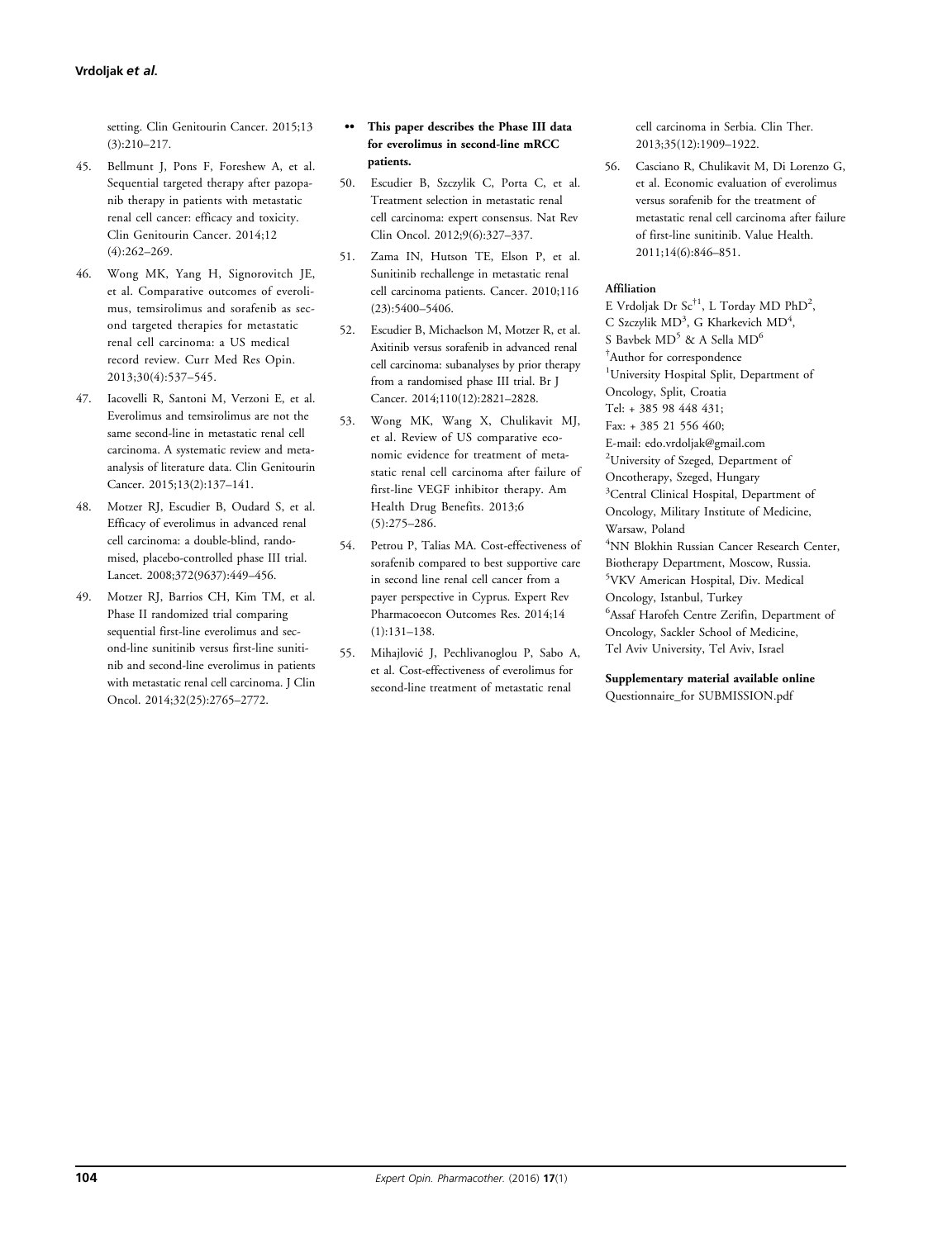setting. Clin Genitourin Cancer. 2015;13 (3):210–217.

45. Bellmunt J, Pons F, Foreshew A, et al. Sequential targeted therapy after pazopanib therapy in patients with metastatic renal cell cancer: efficacy and toxicity. Clin Genitourin Cancer. 2014;12 (4):262–269.

46. Wong MK, Yang H, Signorovitch JE, et al. Comparative outcomes of everolimus, temsirolimus and sorafenib as second targeted therapies for metastatic renal cell carcinoma: a US medical record review. Curr Med Res Opin. 2013;30(4):537–545.

47. Iacovelli R, Santoni M, Verzoni E, et al. Everolimus and temsirolimus are not the same second-line in metastatic renal cell carcinoma. A systematic review and meta-analysis of literature data. Clin Genitourin Cancer. 2015;13(2):137–141.

48. Motzer RJ, Escudier B, Oudard S, et al. Efficacy of everolimus in advanced renal cell carcinoma: a double-blind, randomised, placebo-controlled phase III trial. Lancet. 2008;372(9637):449–456.

49. Motzer RJ, Barrios CH, Kim TM, et al. Phase II randomized trial comparing sequential first-line everolimus and second-line sunitinib versus first-line sunitinib and second-line everolimus in patients with metastatic renal cell carcinoma. J Clin Oncol. 2014;32(25):2765–2772.

•• **This paper describes the Phase III data for everolimus in second-line mRCC patients.**

50. Escudier B, Szczylik C, Porta C, et al. Treatment selection in metastatic renal cell carcinoma: expert consensus. Nat Rev Clin Oncol. 2012;9(6):327–337.

51. Zama IN, Hutson TE, Elson P, et al. Sunitinib rechallenge in metastatic renal cell carcinoma patients. Cancer. 2010;116 (23):5400–5406.

52. Escudier B, Michaelson M, Motzer R, et al. Axitinib versus sorafenib in advanced renal cell carcinoma: subanalyses by prior therapy from a randomised phase III trial. Br J Cancer. 2014;110(12):2821–2828.

53. Wong MK, Wang X, Chulikavit MJ, et al. Review of US comparative economic evidence for treatment of metastatic renal cell carcinoma after failure of first-line VEGF inhibitor therapy. Am Health Drug Benefits. 2013;6 (5):275–286.

54. Petrou P, Talias MA. Cost-effectiveness of sorafenib compared to best supportive care in second line renal cell cancer from a payer perspective in Cyprus. Expert Rev Pharmacoecon Outcomes Res. 2014;14 (1):131–138.

55. Mihajlović J, Pechlivanoglou P, Sabo A, et al. Cost-effectiveness of everolimus for second-line treatment of metastatic renal cell carcinoma in Serbia. Clin Ther. 2013;35(12):1909–1922.

56. Casciano R, Chulikavit M, Di Lorenzo G, et al. Economic evaluation of everolimus versus sorafenib for the treatment of metastatic renal cell carcinoma after failure of first-line sunitinib. Value Health. 2011;14(6):846–851.

**Affiliation**

E Vrdoljak Dr Sc[†1], L Torday MD PhD[2], C Szczylik MD[3], G Kharkevich MD[4], S Bavbek MD[5] & A Sella MD[6]

[†]Author for correspondence

[1]University Hospital Split, Department of Oncology, Split, Croatia
Tel: + 385 98 448 431;
Fax: + 385 21 556 460;
E-mail: edo.vrdoljak@gmail.com

[2]University of Szeged, Department of Oncotherapy, Szeged, Hungary

[3]Central Clinical Hospital, Department of Oncology, Military Institute of Medicine, Warsaw, Poland

[4]NN Blokhin Russian Cancer Research Center, Biotherapy Department, Moscow, Russia.

[5]VKV American Hospital, Div. Medical Oncology, Istanbul, Turkey

[6]Assaf Harofeh Centre Zerifin, Department of Oncology, Sackler School of Medicine, Tel Aviv University, Tel Aviv, Israel

**Supplementary material available online**

Questionnaire_for SUBMISSION.pdf